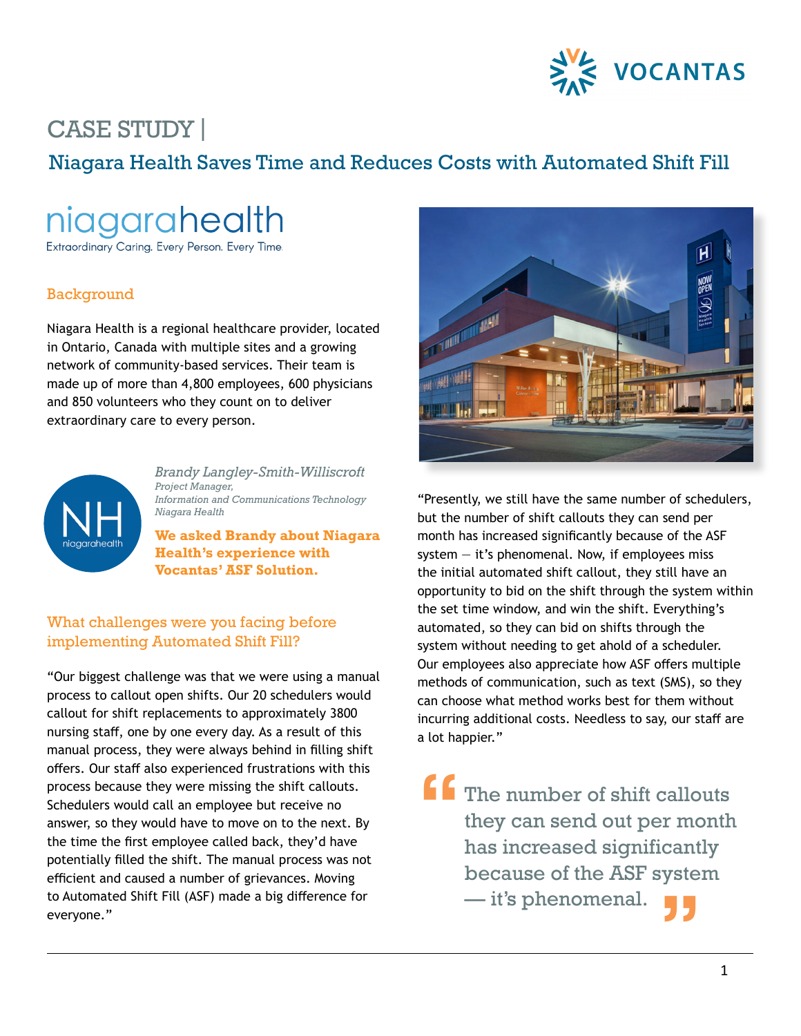VOCANTAS

# CASE STUDY |

## Niagara Health Saves Time and Reduces Costs with Automated Shift Fill

niagarahealth

Extraordinary Caring. Every Person. Every Time.

### Background

Niagara Health is a regional healthcare provider, located in Ontario, Canada with multiple sites and a growing network of community-based services. Their team is made up of more than 4,800 employees, 600 physicians and 850 volunteers who they count on to deliver extraordinary care to every person.

*Brandy Langley-Smith-Williscroft*
*Project Manager,*
*Information and Communications Technology*
*Niagara Health*

**We asked Brandy about Niagara Health's experience with Vocantas' ASF Solution.**

### What challenges were you facing before implementing Automated Shift Fill?

"Our biggest challenge was that we were using a manual process to callout open shifts. Our 20 schedulers would callout for shift replacements to approximately 3800 nursing staff, one by one every day. As a result of this manual process, they were always behind in filling shift offers. Our staff also experienced frustrations with this process because they were missing the shift callouts. Schedulers would call an employee but receive no answer, so they would have to move on to the next. By the time the first employee called back, they'd have potentially filled the shift. The manual process was not efficient and caused a number of grievances. Moving to Automated Shift Fill (ASF) made a big difference for everyone."

"Presently, we still have the same number of schedulers, but the number of shift callouts they can send per month has increased significantly because of the ASF system — it's phenomenal. Now, if employees miss the initial automated shift callout, they still have an opportunity to bid on the shift through the system within the set time window, and win the shift. Everything's automated, so they can bid on shifts through the system without needing to get ahold of a scheduler. Our employees also appreciate how ASF offers multiple methods of communication, such as text (SMS), so they can choose what method works best for them without incurring additional costs. Needless to say, our staff are a lot happier."

> "The number of shift callouts they can send out per month has increased significantly because of the ASF system — it's phenomenal."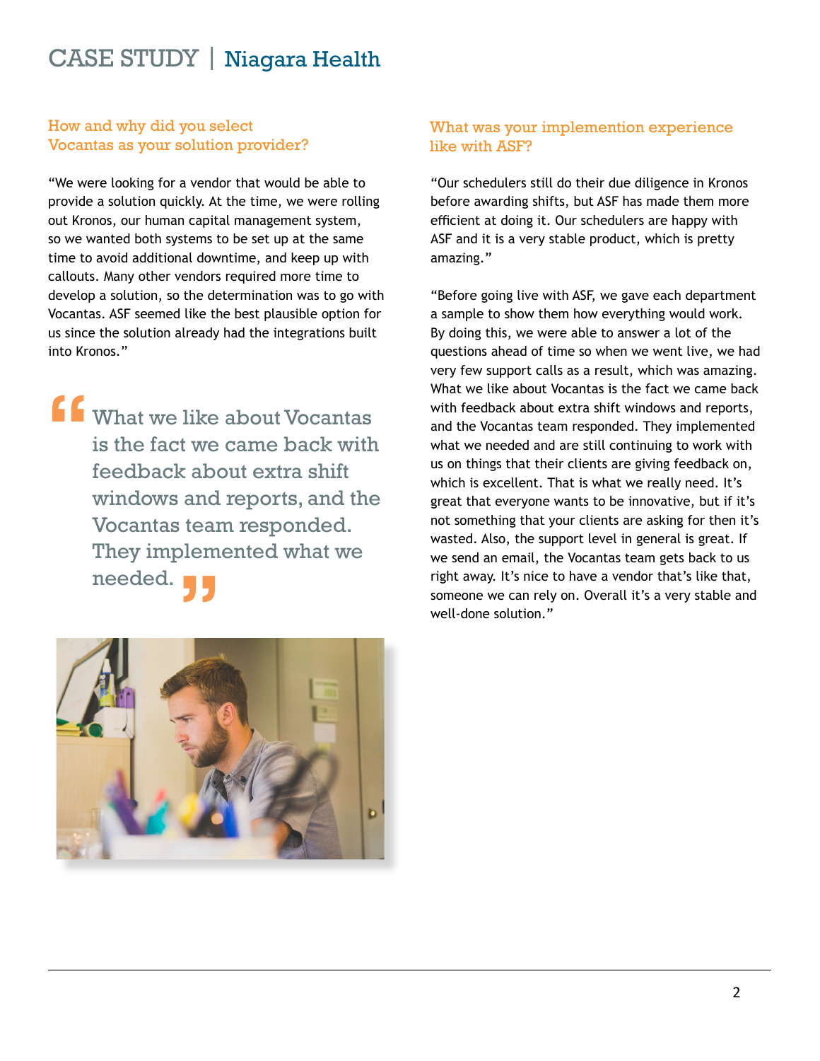## How and why did you select Vocantas as your solution provider?

"We were looking for a vendor that would be able to provide a solution quickly. At the time, we were rolling out Kronos, our human capital management system, so we wanted both systems to be set up at the same time to avoid additional downtime, and keep up with callouts. Many other vendors required more time to develop a solution, so the determination was to go with Vocantas. ASF seemed like the best plausible option for us since the solution already had the integrations built into Kronos."

> "What we like about Vocantas is the fact we came back with feedback about extra shift windows and reports, and the Vocantas team responded. They implemented what we needed."

## What was your implemention experience like with ASF?

"Our schedulers still do their due diligence in Kronos before awarding shifts, but ASF has made them more efficient at doing it. Our schedulers are happy with ASF and it is a very stable product, which is pretty amazing."

"Before going live with ASF, we gave each department a sample to show them how everything would work. By doing this, we were able to answer a lot of the questions ahead of time so when we went live, we had very few support calls as a result, which was amazing. What we like about Vocantas is the fact we came back with feedback about extra shift windows and reports, and the Vocantas team responded. They implemented what we needed and are still continuing to work with us on things that their clients are giving feedback on, which is excellent. That is what we really need. It's great that everyone wants to be innovative, but if it's not something that your clients are asking for then it's wasted. Also, the support level in general is great. If we send an email, the Vocantas team gets back to us right away. It's nice to have a vendor that's like that, someone we can rely on. Overall it's a very stable and well-done solution."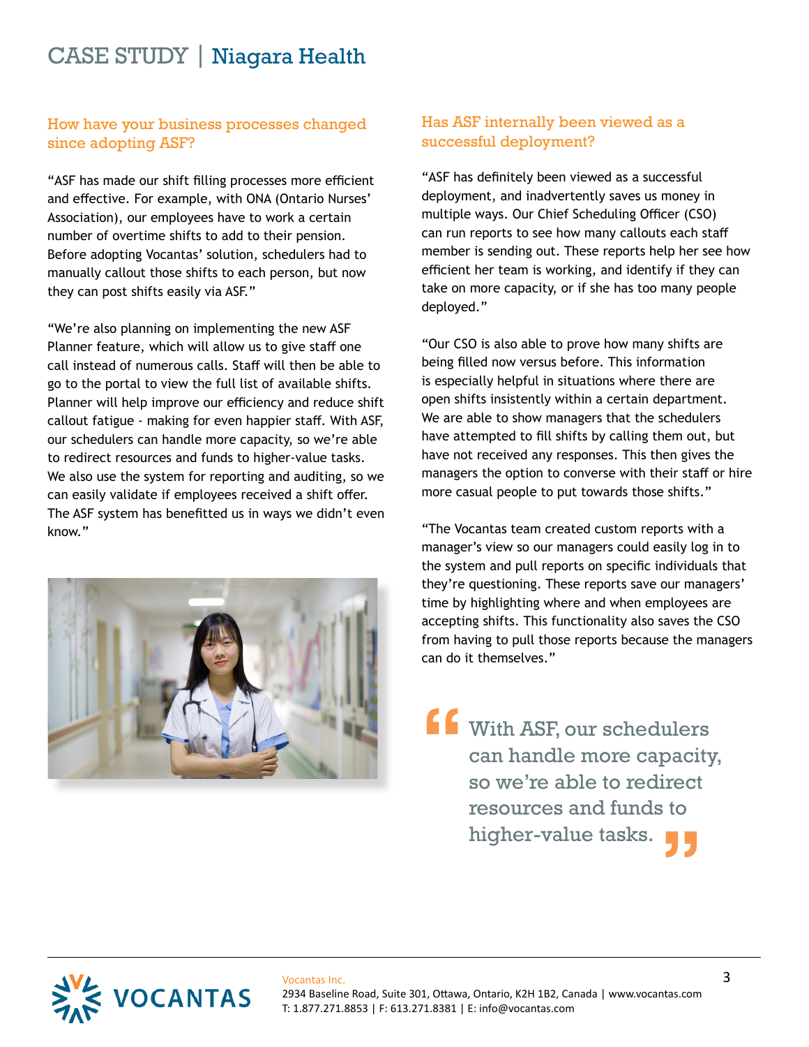## How have your business processes changed since adopting ASF?

"ASF has made our shift filling processes more efficient and effective. For example, with ONA (Ontario Nurses' Association), our employees have to work a certain number of overtime shifts to add to their pension. Before adopting Vocantas' solution, schedulers had to manually callout those shifts to each person, but now they can post shifts easily via ASF."

"We're also planning on implementing the new ASF Planner feature, which will allow us to give staff one call instead of numerous calls. Staff will then be able to go to the portal to view the full list of available shifts. Planner will help improve our efficiency and reduce shift callout fatigue - making for even happier staff. With ASF, our schedulers can handle more capacity, so we're able to redirect resources and funds to higher-value tasks. We also use the system for reporting and auditing, so we can easily validate if employees received a shift offer. The ASF system has benefitted us in ways we didn't even know."

## Has ASF internally been viewed as a successful deployment?

"ASF has definitely been viewed as a successful deployment, and inadvertently saves us money in multiple ways. Our Chief Scheduling Officer (CSO) can run reports to see how many callouts each staff member is sending out. These reports help her see how efficient her team is working, and identify if they can take on more capacity, or if she has too many people deployed."

"Our CSO is also able to prove how many shifts are being filled now versus before. This information is especially helpful in situations where there are open shifts insistently within a certain department. We are able to show managers that the schedulers have attempted to fill shifts by calling them out, but have not received any responses. This then gives the managers the option to converse with their staff or hire more casual people to put towards those shifts."

"The Vocantas team created custom reports with a manager's view so our managers could easily log in to the system and pull reports on specific individuals that they're questioning. These reports save our managers' time by highlighting where and when employees are accepting shifts. This functionality also saves the CSO from having to pull those reports because the managers can do it themselves."

> "With ASF, our schedulers can handle more capacity, so we're able to redirect resources and funds to higher-value tasks."

Vocantas Inc.
2934 Baseline Road, Suite 301, Ottawa, Ontario, K2H 1B2, Canada | www.vocantas.com
T: 1.877.271.8853 | F: 613.271.8381 | E: info@vocantas.com